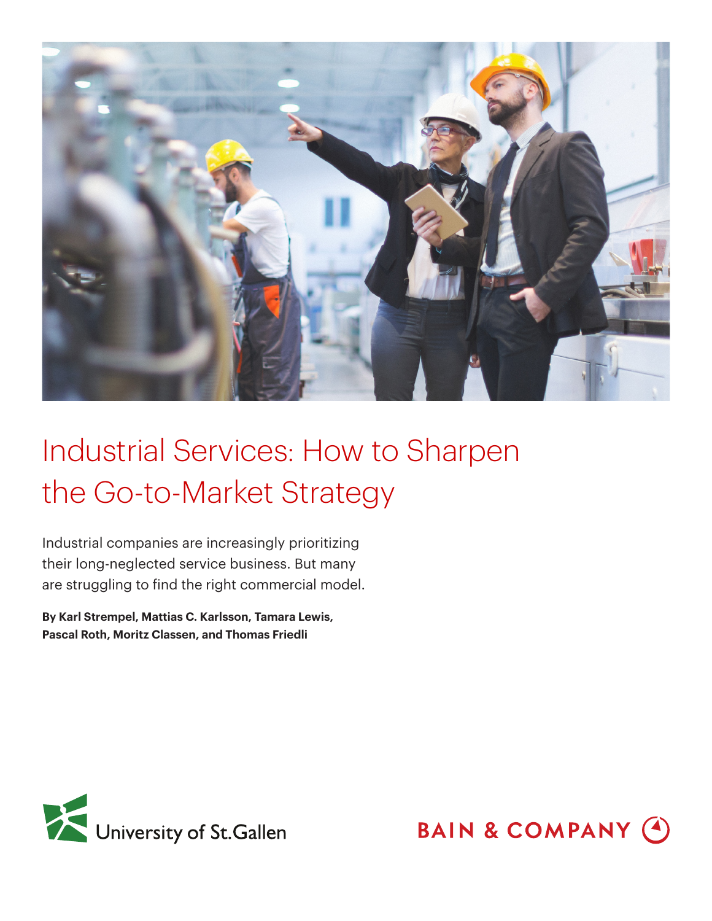# Industrial Services: How to Sharpen the Go-to-Market Strategy

Industrial companies are increasingly prioritizing their long-neglected service business. But many are struggling to find the right commercial model.

**By Karl Strempel, Mattias C. Karlsson, Tamara Lewis, Pascal Roth, Moritz Classen, and Thomas Friedli**

University of St.Gallen

BAIN & COMPANY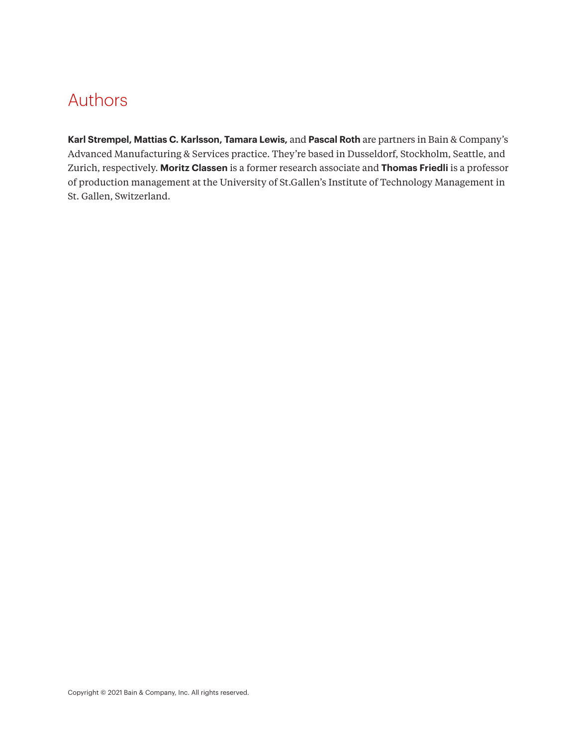# Authors

**Karl Strempel, Mattias C. Karlsson, Tamara Lewis,** and **Pascal Roth** are partners in Bain & Company's Advanced Manufacturing & Services practice. They're based in Dusseldorf, Stockholm, Seattle, and Zurich, respectively. **Moritz Classen** is a former research associate and **Thomas Friedli** is a professor of production management at the University of St.Gallen's Institute of Technology Management in St. Gallen, Switzerland.

Copyright © 2021 Bain & Company, Inc. All rights reserved.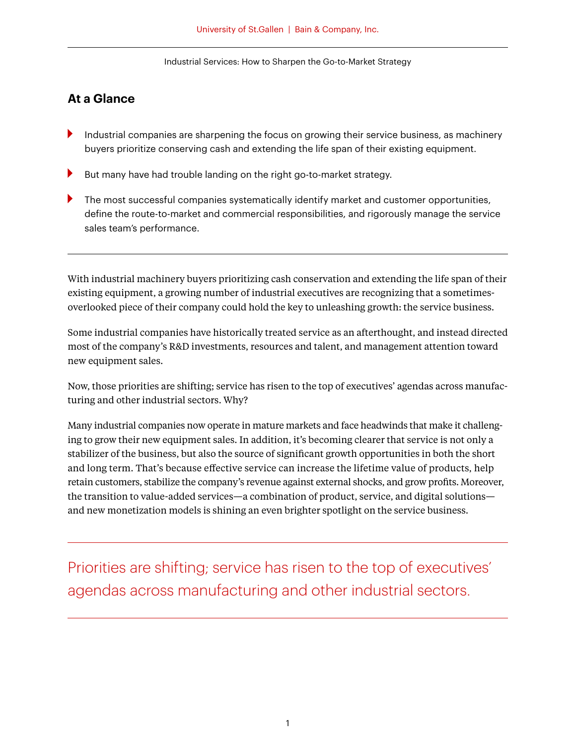## At a Glance

- Industrial companies are sharpening the focus on growing their service business, as machinery buyers prioritize conserving cash and extending the life span of their existing equipment.
- But many have had trouble landing on the right go-to-market strategy.
- The most successful companies systematically identify market and customer opportunities, define the route-to-market and commercial responsibilities, and rigorously manage the service sales team's performance.

---

With industrial machinery buyers prioritizing cash conservation and extending the life span of their existing equipment, a growing number of industrial executives are recognizing that a sometimes-overlooked piece of their company could hold the key to unleashing growth: the service business.

Some industrial companies have historically treated service as an afterthought, and instead directed most of the company's R&D investments, resources and talent, and management attention toward new equipment sales.

Now, those priorities are shifting; service has risen to the top of executives' agendas across manufacturing and other industrial sectors. Why?

Many industrial companies now operate in mature markets and face headwinds that make it challenging to grow their new equipment sales. In addition, it's becoming clearer that service is not only a stabilizer of the business, but also the source of significant growth opportunities in both the short and long term. That's because effective service can increase the lifetime value of products, help retain customers, stabilize the company's revenue against external shocks, and grow profits. Moreover, the transition to value-added services—a combination of product, service, and digital solutions—and new monetization models is shining an even brighter spotlight on the service business.

---

Priorities are shifting; service has risen to the top of executives' agendas across manufacturing and other industrial sectors.

---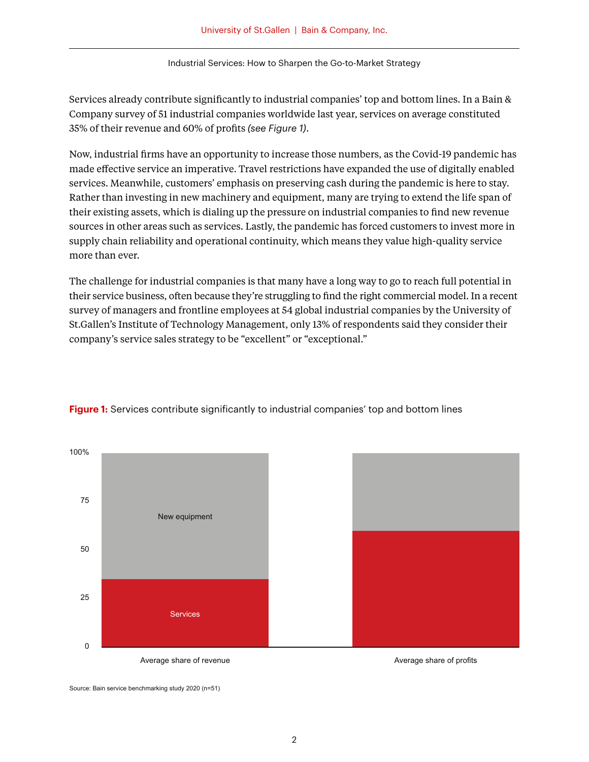Services already contribute significantly to industrial companies' top and bottom lines. In a Bain & Company survey of 51 industrial companies worldwide last year, services on average constituted 35% of their revenue and 60% of profits *(see Figure 1)*.

Now, industrial firms have an opportunity to increase those numbers, as the Covid-19 pandemic has made effective service an imperative. Travel restrictions have expanded the use of digitally enabled services. Meanwhile, customers' emphasis on preserving cash during the pandemic is here to stay. Rather than investing in new machinery and equipment, many are trying to extend the life span of their existing assets, which is dialing up the pressure on industrial companies to find new revenue sources in other areas such as services. Lastly, the pandemic has forced customers to invest more in supply chain reliability and operational continuity, which means they value high-quality service more than ever.

The challenge for industrial companies is that many have a long way to go to reach full potential in their service business, often because they're struggling to find the right commercial model. In a recent survey of managers and frontline employees at 54 global industrial companies by the University of St.Gallen's Institute of Technology Management, only 13% of respondents said they consider their company's service sales strategy to be "excellent" or "exceptional."

**Figure 1:** Services contribute significantly to industrial companies' top and bottom lines

| | Average share of revenue | Average share of profits |
|---|---|---|
| Services | 35% | 60% |
| New equipment | 65% | 40% |

Source: Bain service benchmarking study 2020 (n=51)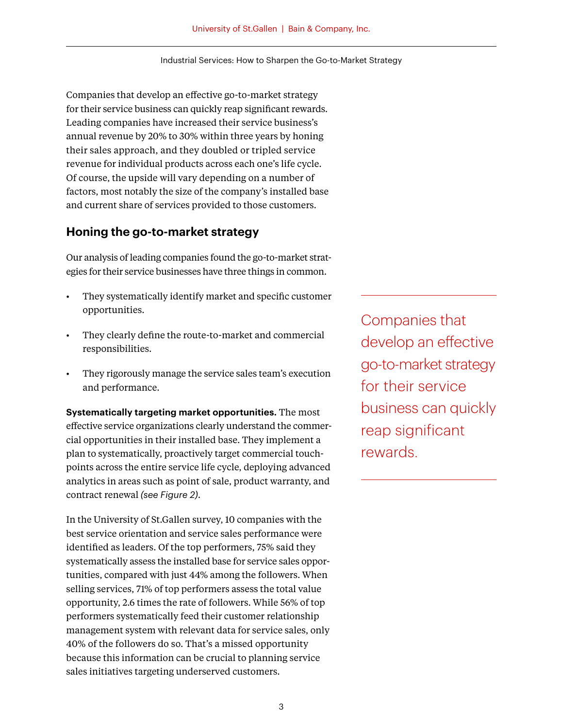Companies that develop an effective go-to-market strategy for their service business can quickly reap significant rewards. Leading companies have increased their service business's annual revenue by 20% to 30% within three years by honing their sales approach, and they doubled or tripled service revenue for individual products across each one's life cycle. Of course, the upside will vary depending on a number of factors, most notably the size of the company's installed base and current share of services provided to those customers.

## Honing the go-to-market strategy

Our analysis of leading companies found the go-to-market strategies for their service businesses have three things in common.

- They systematically identify market and specific customer opportunities.
- They clearly define the route-to-market and commercial responsibilities.
- They rigorously manage the service sales team's execution and performance.

> Companies that develop an effective go-to-market strategy for their service business can quickly reap significant rewards.

**Systematically targeting market opportunities.** The most effective service organizations clearly understand the commercial opportunities in their installed base. They implement a plan to systematically, proactively target commercial touchpoints across the entire service life cycle, deploying advanced analytics in areas such as point of sale, product warranty, and contract renewal *(see Figure 2)*.

In the University of St.Gallen survey, 10 companies with the best service orientation and service sales performance were identified as leaders. Of the top performers, 75% said they systematically assess the installed base for service sales opportunities, compared with just 44% among the followers. When selling services, 71% of top performers assess the total value opportunity, 2.6 times the rate of followers. While 56% of top performers systematically feed their customer relationship management system with relevant data for service sales, only 40% of the followers do so. That's a missed opportunity because this information can be crucial to planning service sales initiatives targeting underserved customers.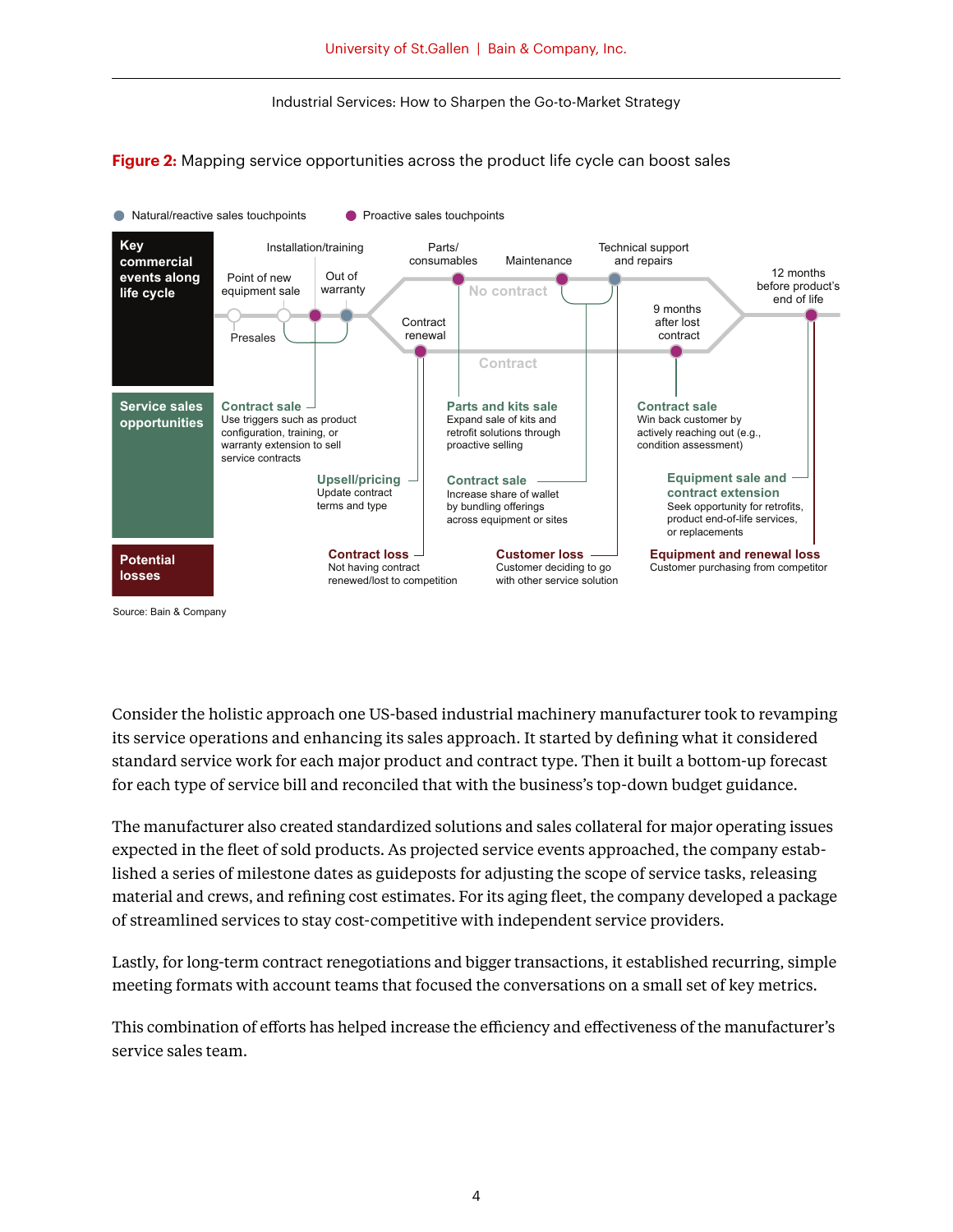**Figure 2:** Mapping service opportunities across the product life cycle can boost sales

● Natural/reactive sales touchpoints ● Proactive sales touchpoints

**Key commercial events along life cycle**

Presales · Point of new equipment sale · Installation/training · Out of warranty · Contract renewal · Parts/consumables · No contract · Contract · Maintenance · Technical support and repairs · 9 months after lost contract · 12 months before product's end of life

**Service sales opportunities**

**Contract sale** – Use triggers such as product configuration, training, or warranty extension to sell service contracts

**Upsell/pricing** – Update contract terms and type

**Parts and kits sale** – Expand sale of kits and retrofit solutions through proactive selling

**Contract sale** – Increase share of wallet by bundling offerings across equipment or sites

**Contract sale** – Win back customer by actively reaching out (e.g., condition assessment)

**Equipment sale and contract extension** – Seek opportunity for retrofits, product end-of-life services, or replacements

**Potential losses**

**Contract loss** – Not having contract renewed/lost to competition

**Customer loss** – Customer deciding to go with other service solution

**Equipment and renewal loss** – Customer purchasing from competitor

Source: Bain & Company

Consider the holistic approach one US-based industrial machinery manufacturer took to revamping its service operations and enhancing its sales approach. It started by defining what it considered standard service work for each major product and contract type. Then it built a bottom-up forecast for each type of service bill and reconciled that with the business's top-down budget guidance.

The manufacturer also created standardized solutions and sales collateral for major operating issues expected in the fleet of sold products. As projected service events approached, the company established a series of milestone dates as guideposts for adjusting the scope of service tasks, releasing material and crews, and refining cost estimates. For its aging fleet, the company developed a package of streamlined services to stay cost-competitive with independent service providers.

Lastly, for long-term contract renegotiations and bigger transactions, it established recurring, simple meeting formats with account teams that focused the conversations on a small set of key metrics.

This combination of efforts has helped increase the efficiency and effectiveness of the manufacturer's service sales team.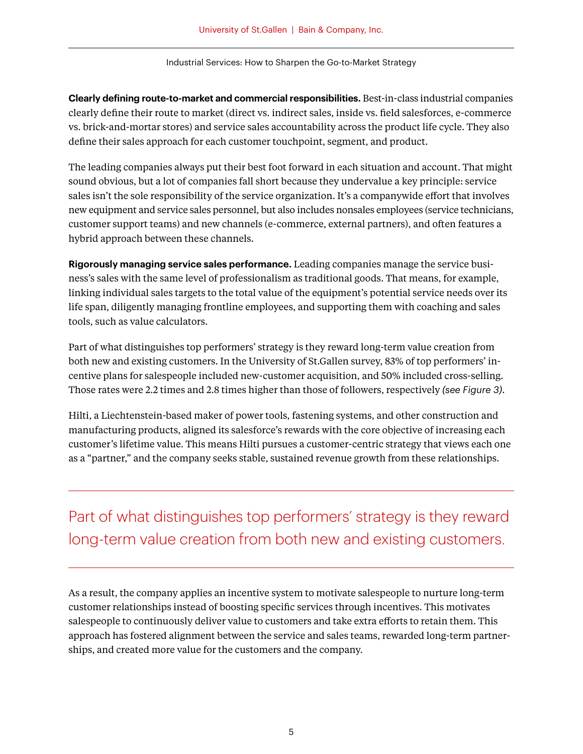**Clearly defining route-to-market and commercial responsibilities.** Best-in-class industrial companies clearly define their route to market (direct vs. indirect sales, inside vs. field salesforces, e-commerce vs. brick-and-mortar stores) and service sales accountability across the product life cycle. They also define their sales approach for each customer touchpoint, segment, and product.

The leading companies always put their best foot forward in each situation and account. That might sound obvious, but a lot of companies fall short because they undervalue a key principle: service sales isn't the sole responsibility of the service organization. It's a companywide effort that involves new equipment and service sales personnel, but also includes nonsales employees (service technicians, customer support teams) and new channels (e-commerce, external partners), and often features a hybrid approach between these channels.

**Rigorously managing service sales performance.** Leading companies manage the service business's sales with the same level of professionalism as traditional goods. That means, for example, linking individual sales targets to the total value of the equipment's potential service needs over its life span, diligently managing frontline employees, and supporting them with coaching and sales tools, such as value calculators.

Part of what distinguishes top performers' strategy is they reward long-term value creation from both new and existing customers. In the University of St.Gallen survey, 83% of top performers' incentive plans for salespeople included new-customer acquisition, and 50% included cross-selling. Those rates were 2.2 times and 2.8 times higher than those of followers, respectively *(see Figure 3)*.

Hilti, a Liechtenstein-based maker of power tools, fastening systems, and other construction and manufacturing products, aligned its salesforce's rewards with the core objective of increasing each customer's lifetime value. This means Hilti pursues a customer-centric strategy that views each one as a "partner," and the company seeks stable, sustained revenue growth from these relationships.

> Part of what distinguishes top performers' strategy is they reward long-term value creation from both new and existing customers.

As a result, the company applies an incentive system to motivate salespeople to nurture long-term customer relationships instead of boosting specific services through incentives. This motivates salespeople to continuously deliver value to customers and take extra efforts to retain them. This approach has fostered alignment between the service and sales teams, rewarded long-term partnerships, and created more value for the customers and the company.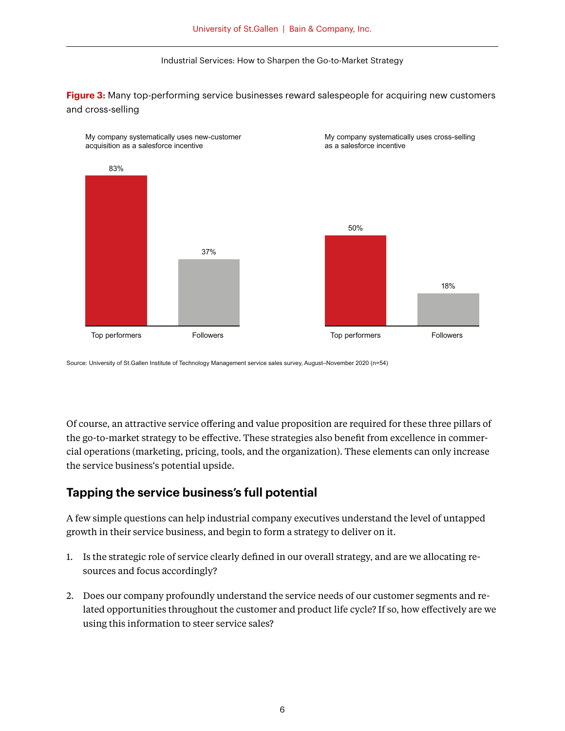**Figure 3:** Many top-performing service businesses reward salespeople for acquiring new customers and cross-selling

My company systematically uses new-customer acquisition as a salesforce incentive

| | |
|---|---|
| Top performers | 83% |
| Followers | 37% |

My company systematically uses cross-selling as a salesforce incentive

| | |
|---|---|
| Top performers | 50% |
| Followers | 18% |

Source: University of St.Gallen Institute of Technology Management service sales survey, August–November 2020 (n=54)

Of course, an attractive service offering and value proposition are required for these three pillars of the go-to-market strategy to be effective. These strategies also benefit from excellence in commercial operations (marketing, pricing, tools, and the organization). These elements can only increase the service business's potential upside.

## Tapping the service business's full potential

A few simple questions can help industrial company executives understand the level of untapped growth in their service business, and begin to form a strategy to deliver on it.

1. Is the strategic role of service clearly defined in our overall strategy, and are we allocating resources and focus accordingly?
2. Does our company profoundly understand the service needs of our customer segments and related opportunities throughout the customer and product life cycle? If so, how effectively are we using this information to steer service sales?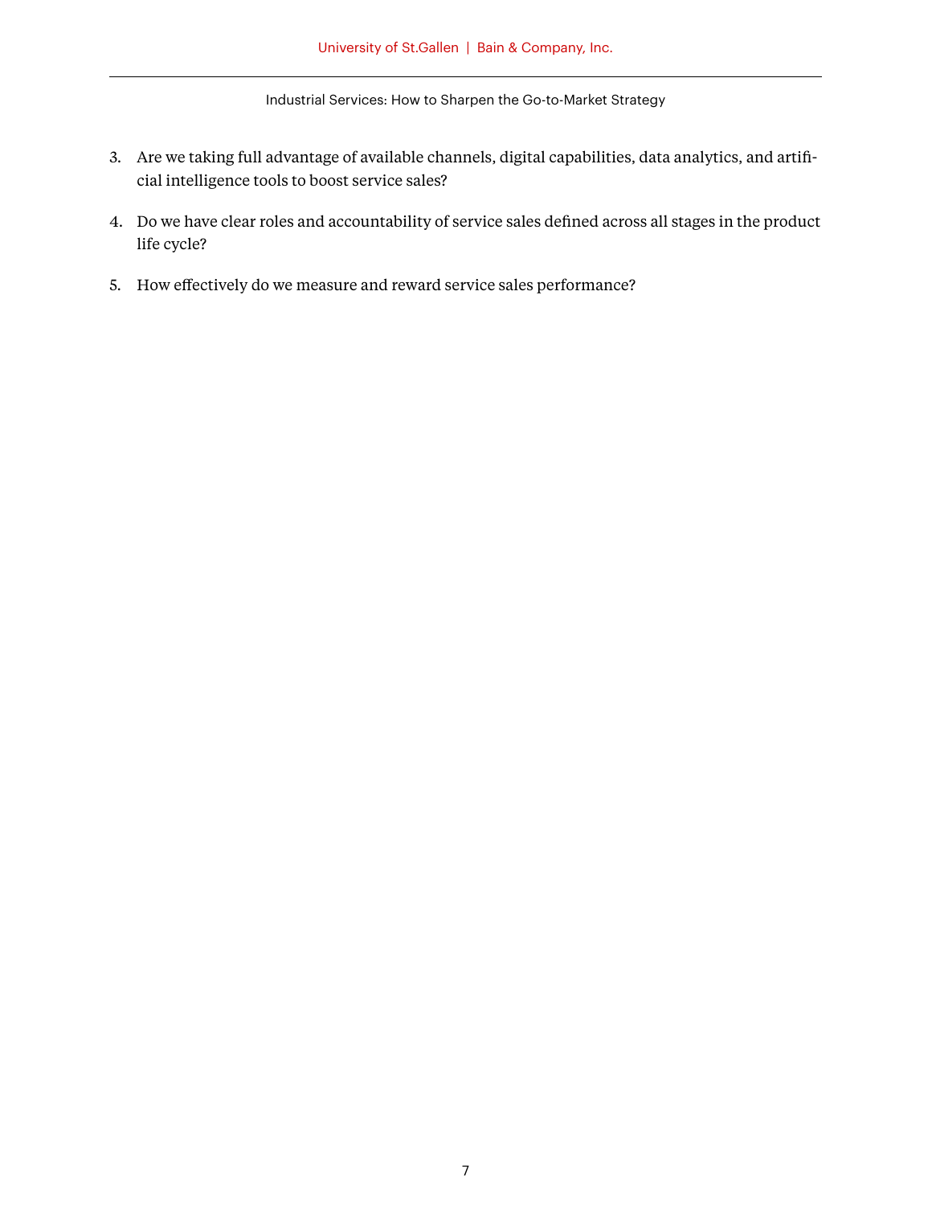3. Are we taking full advantage of available channels, digital capabilities, data analytics, and artificial intelligence tools to boost service sales?
4. Do we have clear roles and accountability of service sales defined across all stages in the product life cycle?
5. How effectively do we measure and reward service sales performance?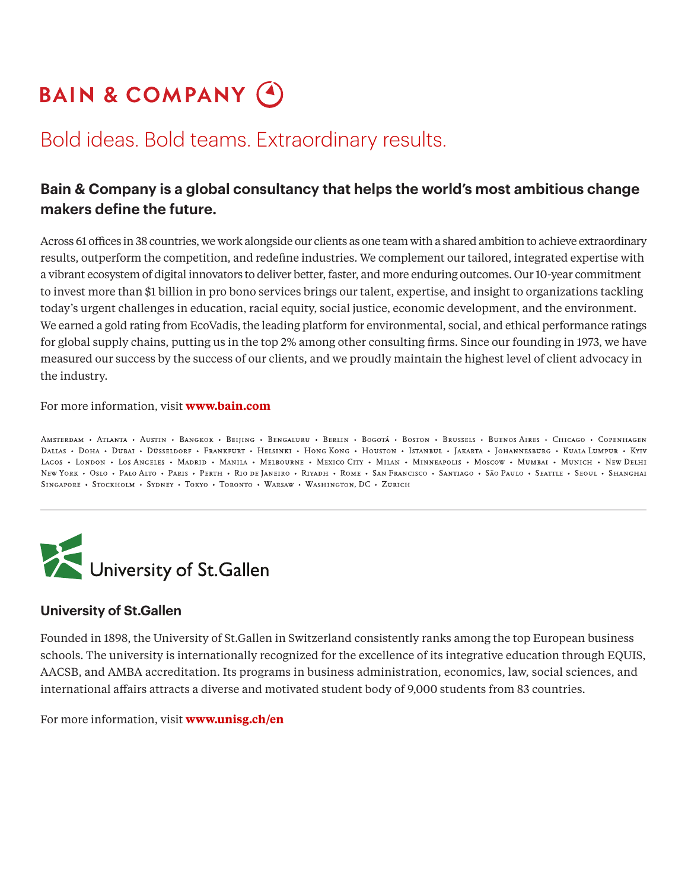# BAIN & COMPANY

## Bold ideas. Bold teams. Extraordinary results.

**Bain & Company is a global consultancy that helps the world's most ambitious change makers define the future.**

Across 61 offices in 38 countries, we work alongside our clients as one team with a shared ambition to achieve extraordinary results, outperform the competition, and redefine industries. We complement our tailored, integrated expertise with a vibrant ecosystem of digital innovators to deliver better, faster, and more enduring outcomes. Our 10-year commitment to invest more than $1 billion in pro bono services brings our talent, expertise, and insight to organizations tackling today's urgent challenges in education, racial equity, social justice, economic development, and the environment. We earned a gold rating from EcoVadis, the leading platform for environmental, social, and ethical performance ratings for global supply chains, putting us in the top 2% among other consulting firms. Since our founding in 1973, we have measured our success by the success of our clients, and we proudly maintain the highest level of client advocacy in the industry.

For more information, visit **www.bain.com**

Amsterdam • Atlanta • Austin • Bangkok • Beijing • Bengaluru • Berlin • Bogotá • Boston • Brussels • Buenos Aires • Chicago • Copenhagen • Dallas • Doha • Dubai • Düsseldorf • Frankfurt • Helsinki • Hong Kong • Houston • Istanbul • Jakarta • Johannesburg • Kuala Lumpur • Kyiv • Lagos • London • Los Angeles • Madrid • Manila • Melbourne • Mexico City • Milan • Minneapolis • Moscow • Mumbai • Munich • New Delhi • New York • Oslo • Palo Alto • Paris • Perth • Rio de Janeiro • Riyadh • Rome • San Francisco • Santiago • São Paulo • Seattle • Seoul • Shanghai • Singapore • Stockholm • Sydney • Tokyo • Toronto • Warsaw • Washington, DC • Zurich

---

University of St.Gallen

### University of St.Gallen

Founded in 1898, the University of St.Gallen in Switzerland consistently ranks among the top European business schools. The university is internationally recognized for the excellence of its integrative education through EQUIS, AACSB, and AMBA accreditation. Its programs in business administration, economics, law, social sciences, and international affairs attracts a diverse and motivated student body of 9,000 students from 83 countries.

For more information, visit **www.unisg.ch/en**